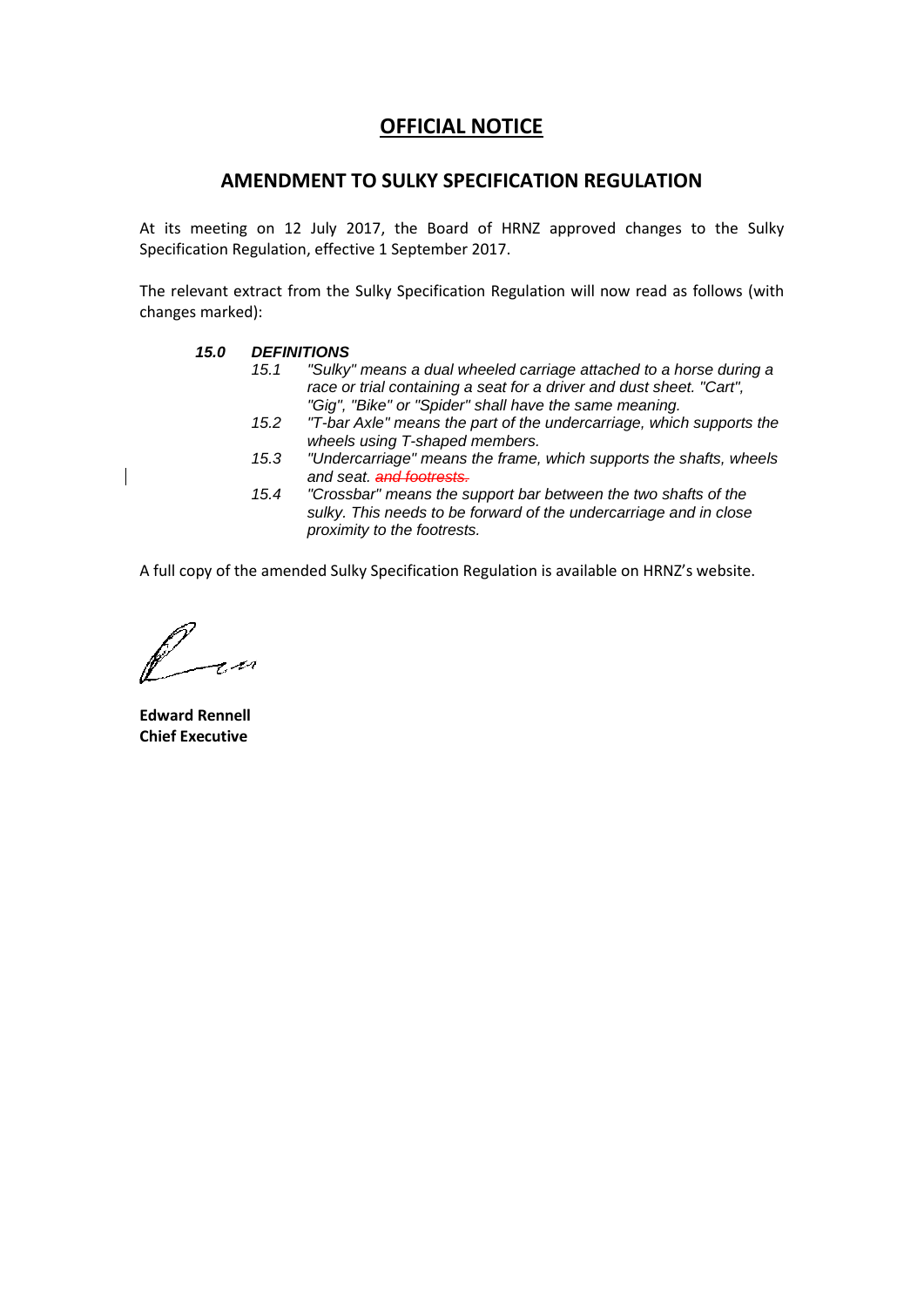# OFFICIAL NOTICE

## AMENDMENT TO SULKY SPECIFICATION REGULATION

At its meeting on 12 July 2017, the Board of HRNZ approved changes to the Sulky Specification Regulation, effective 1 September 2017.

The relevant extract from the Sulky Specification Regulation will now read as follows (with changes marked):

***15.0 DEFINITIONS***

*15.1 "Sulky" means a dual wheeled carriage attached to a horse during a race or trial containing a seat for a driver and dust sheet. "Cart", "Gig", "Bike" or "Spider" shall have the same meaning.*

*15.2 "T-bar Axle" means the part of the undercarriage, which supports the wheels using T-shaped members.*

*15.3 "Undercarriage" means the frame, which supports the shafts, wheels and seat. ~~and footrests.~~*

*15.4 "Crossbar" means the support bar between the two shafts of the sulky. This needs to be forward of the undercarriage and in close proximity to the footrests.*

A full copy of the amended Sulky Specification Regulation is available on HRNZ's website.

**Edward Rennell**
**Chief Executive**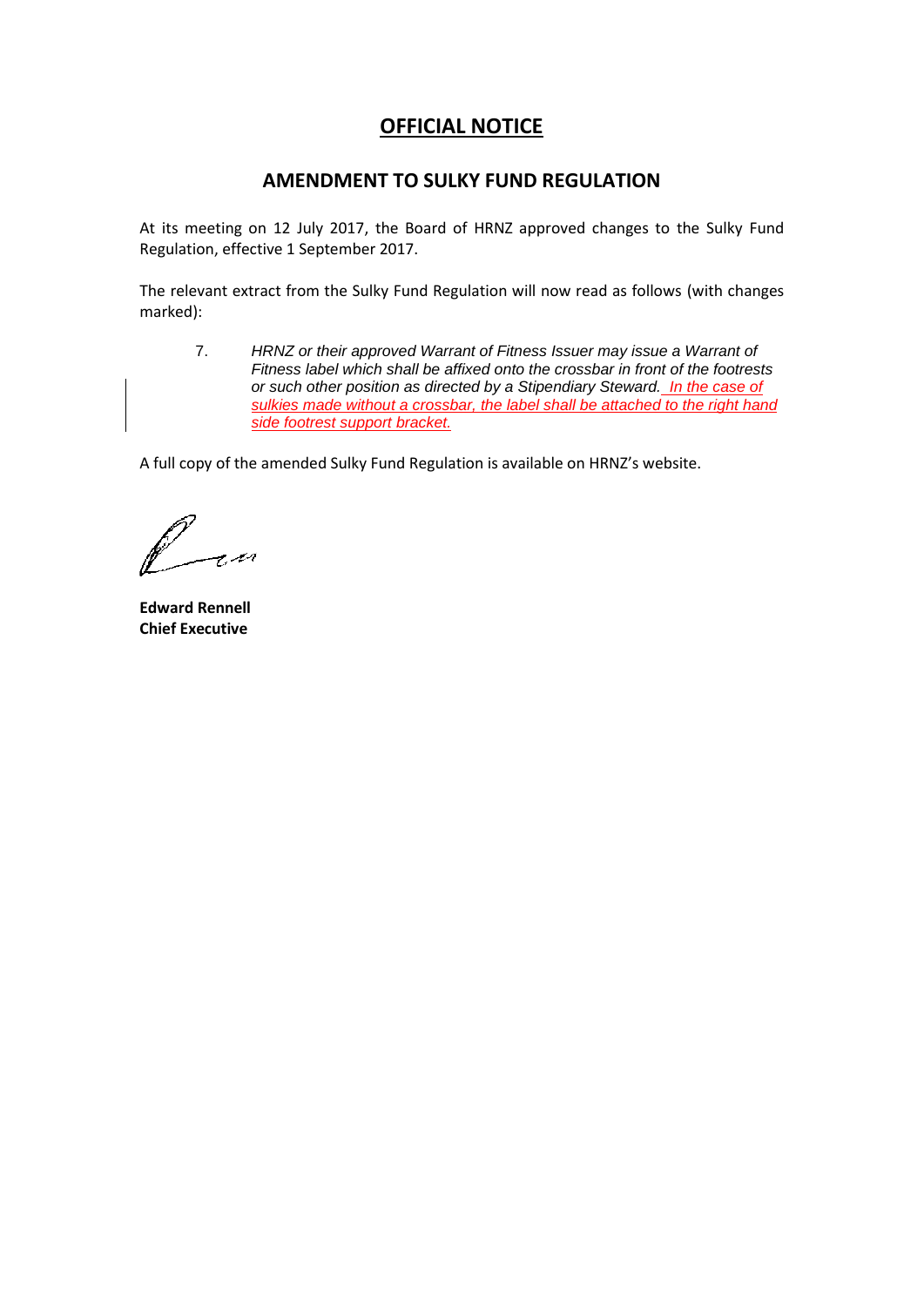# OFFICIAL NOTICE

## AMENDMENT TO SULKY FUND REGULATION

At its meeting on 12 July 2017, the Board of HRNZ approved changes to the Sulky Fund Regulation, effective 1 September 2017.

The relevant extract from the Sulky Fund Regulation will now read as follows (with changes marked):

> 7. *HRNZ or their approved Warrant of Fitness Issuer may issue a Warrant of Fitness label which shall be affixed onto the crossbar in front of the footrests or such other position as directed by a Stipendiary Steward.* <u>*In the case of sulkies made without a crossbar, the label shall be attached to the right hand side footrest support bracket.*</u>

A full copy of the amended Sulky Fund Regulation is available on HRNZ's website.

**Edward Rennell**
**Chief Executive**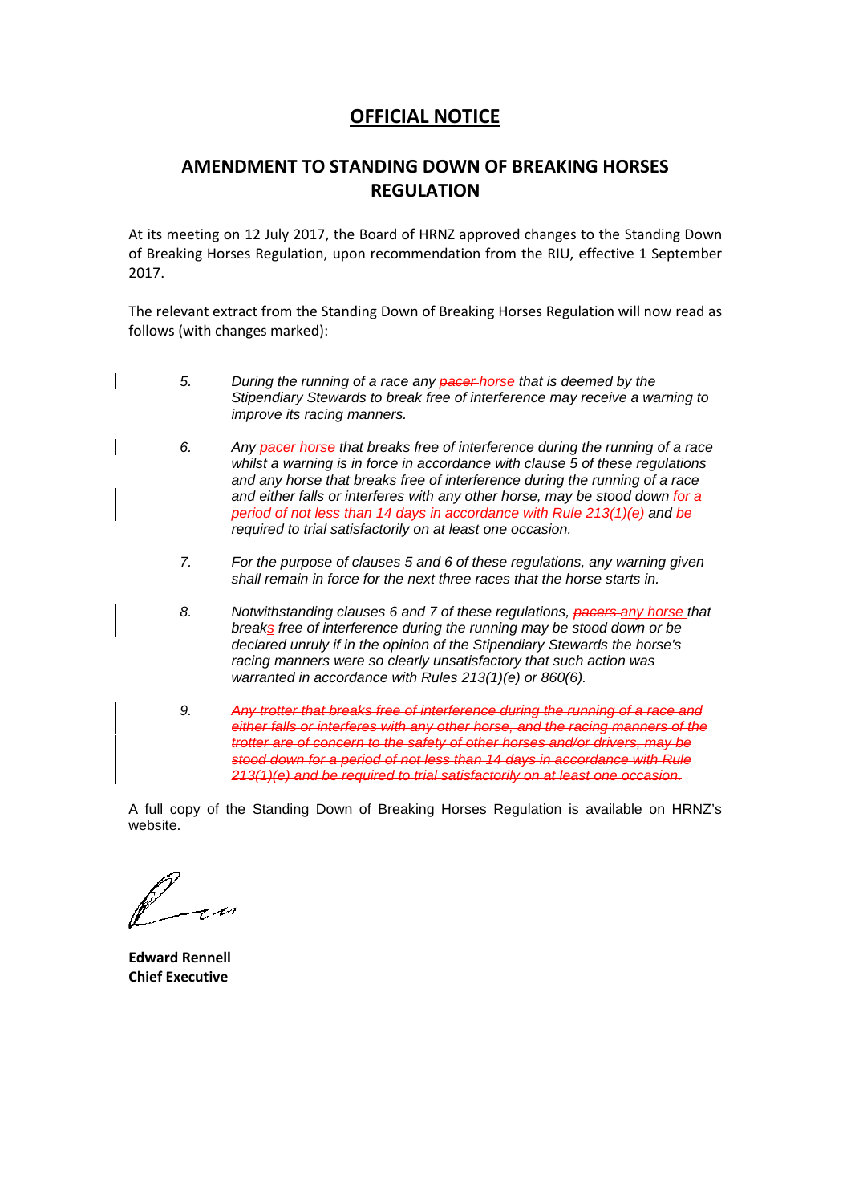# OFFICIAL NOTICE

## AMENDMENT TO STANDING DOWN OF BREAKING HORSES REGULATION

At its meeting on 12 July 2017, the Board of HRNZ approved changes to the Standing Down of Breaking Horses Regulation, upon recommendation from the RIU, effective 1 September 2017.

The relevant extract from the Standing Down of Breaking Horses Regulation will now read as follows (with changes marked):

5. *During the running of a race any ~~pacer~~ horse that is deemed by the Stipendiary Stewards to break free of interference may receive a warning to improve its racing manners.*

6. *Any ~~pacer~~ horse that breaks free of interference during the running of a race whilst a warning is in force in accordance with clause 5 of these regulations and any horse that breaks free of interference during the running of a race and either falls or interferes with any other horse, may be stood down ~~for a period of not less than 14 days in accordance with Rule 213(1)(e)~~ and ~~be~~ required to trial satisfactorily on at least one occasion.*

7. *For the purpose of clauses 5 and 6 of these regulations, any warning given shall remain in force for the next three races that the horse starts in.*

8. *Notwithstanding clauses 6 and 7 of these regulations, ~~pacers~~ any horse that breaks free of interference during the running may be stood down or be declared unruly if in the opinion of the Stipendiary Stewards the horse's racing manners were so clearly unsatisfactory that such action was warranted in accordance with Rules 213(1)(e) or 860(6).*

9. ~~*Any trotter that breaks free of interference during the running of a race and either falls or interferes with any other horse, and the racing manners of the trotter are of concern to the safety of other horses and/or drivers, may be stood down for a period of not less than 14 days in accordance with Rule 213(1)(e) and be required to trial satisfactorily on at least one occasion.*~~

A full copy of the Standing Down of Breaking Horses Regulation is available on HRNZ's website.

**Edward Rennell**
**Chief Executive**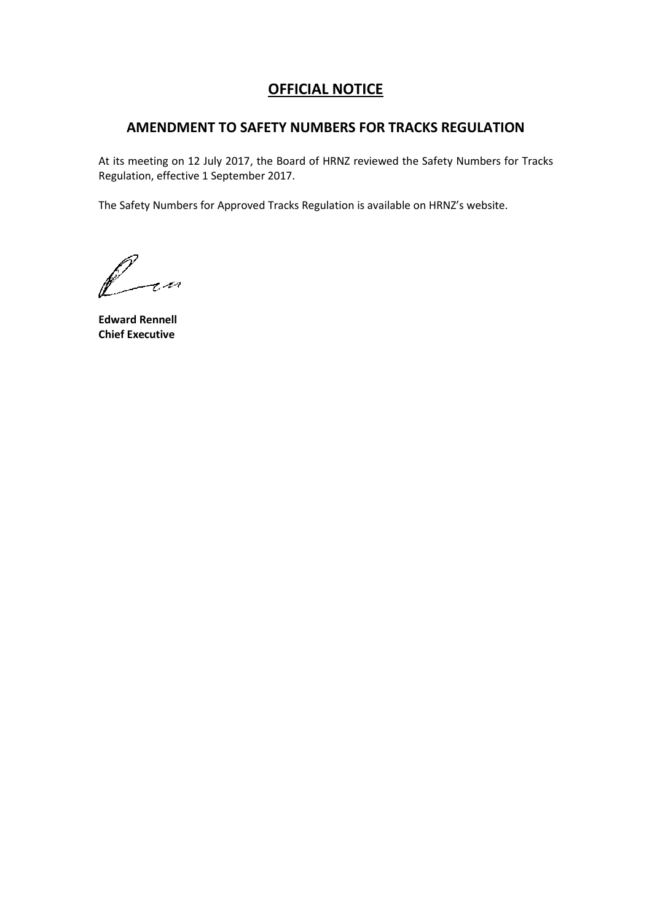# OFFICIAL NOTICE

## AMENDMENT TO SAFETY NUMBERS FOR TRACKS REGULATION

At its meeting on 12 July 2017, the Board of HRNZ reviewed the Safety Numbers for Tracks Regulation, effective 1 September 2017.

The Safety Numbers for Approved Tracks Regulation is available on HRNZ's website.

**Edward Rennell**
**Chief Executive**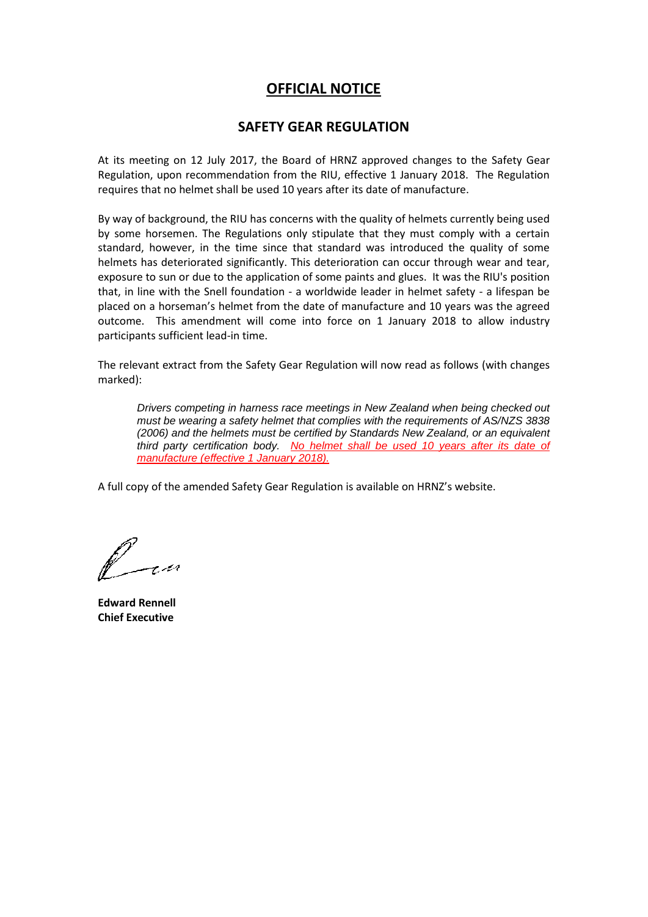# OFFICIAL NOTICE

## SAFETY GEAR REGULATION

At its meeting on 12 July 2017, the Board of HRNZ approved changes to the Safety Gear Regulation, upon recommendation from the RIU, effective 1 January 2018. The Regulation requires that no helmet shall be used 10 years after its date of manufacture.

By way of background, the RIU has concerns with the quality of helmets currently being used by some horsemen. The Regulations only stipulate that they must comply with a certain standard, however, in the time since that standard was introduced the quality of some helmets has deteriorated significantly. This deterioration can occur through wear and tear, exposure to sun or due to the application of some paints and glues. It was the RIU's position that, in line with the Snell foundation - a worldwide leader in helmet safety - a lifespan be placed on a horseman's helmet from the date of manufacture and 10 years was the agreed outcome. This amendment will come into force on 1 January 2018 to allow industry participants sufficient lead-in time.

The relevant extract from the Safety Gear Regulation will now read as follows (with changes marked):

> *Drivers competing in harness race meetings in New Zealand when being checked out must be wearing a safety helmet that complies with the requirements of AS/NZS 3838 (2006) and the helmets must be certified by Standards New Zealand, or an equivalent third party certification body. <u>No helmet shall be used 10 years after its date of manufacture (effective 1 January 2018).</u>*

A full copy of the amended Safety Gear Regulation is available on HRNZ's website.

**Edward Rennell**
**Chief Executive**